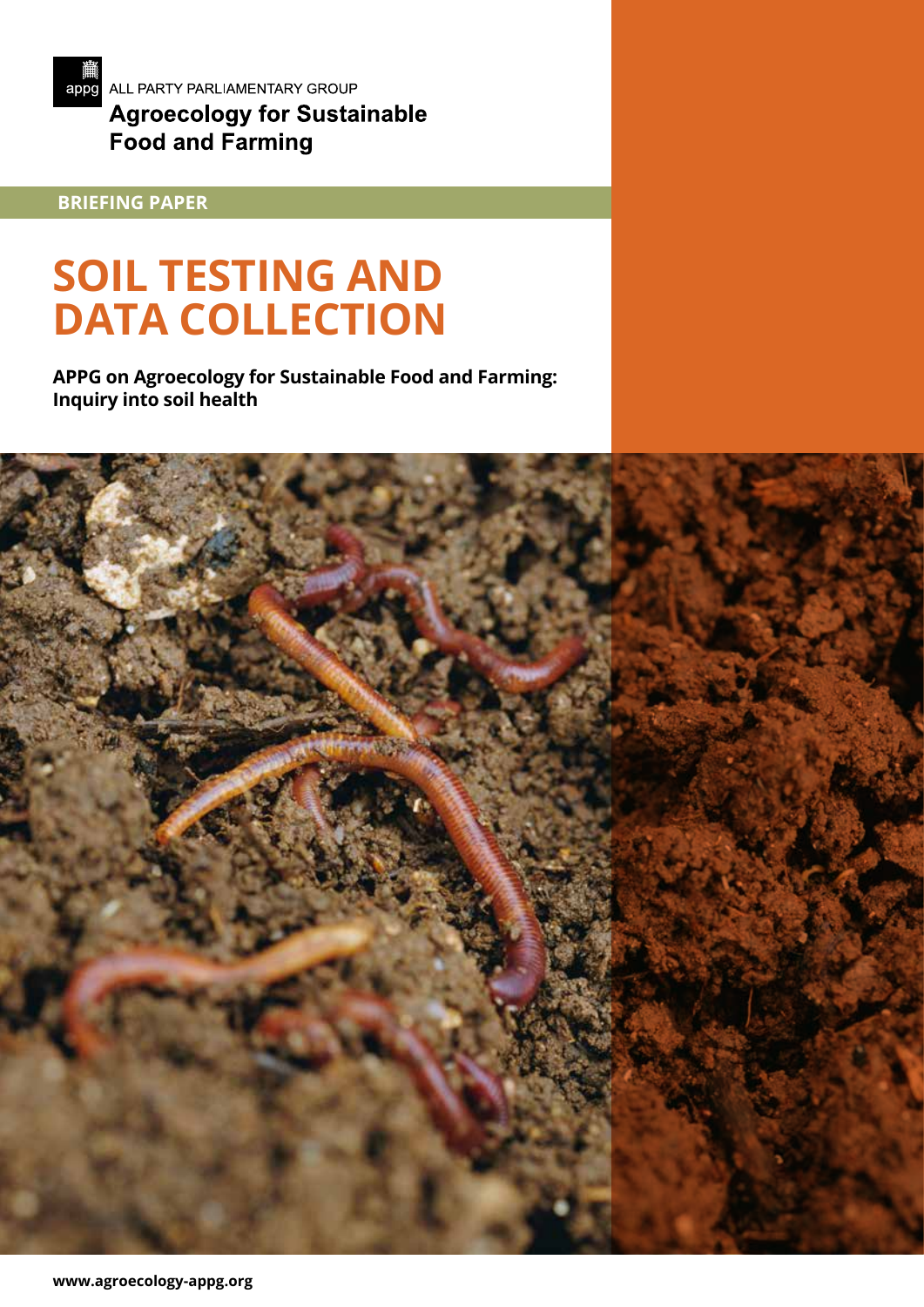ALL PARTY PARLIAMENTARY GROUP

**Agroecology for Sustainable Food and Farming**

**BRIEFING PAPER**

# SOIL TESTING AND DATA COLLECTION

**APPG on Agroecology for Sustainable Food and Farming: Inquiry into soil health**

www.agroecology-appg.org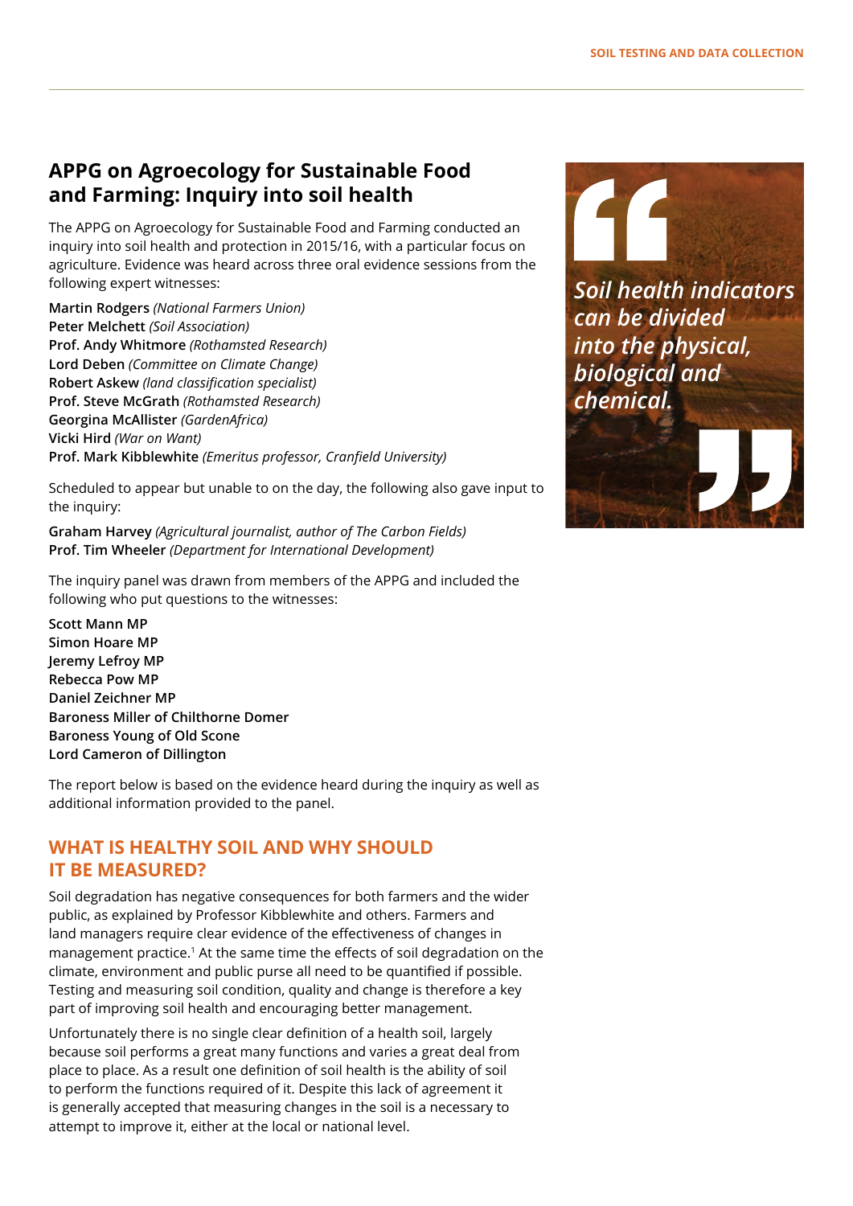## APPG on Agroecology for Sustainable Food and Farming: Inquiry into soil health

The APPG on Agroecology for Sustainable Food and Farming conducted an inquiry into soil health and protection in 2015/16, with a particular focus on agriculture. Evidence was heard across three oral evidence sessions from the following expert witnesses:

**Martin Rodgers** *(National Farmers Union)*
**Peter Melchett** *(Soil Association)*
**Prof. Andy Whitmore** *(Rothamsted Research)*
**Lord Deben** *(Committee on Climate Change)*
**Robert Askew** *(land classification specialist)*
**Prof. Steve McGrath** *(Rothamsted Research)*
**Georgina McAllister** *(GardenAfrica)*
**Vicki Hird** *(War on Want)*
**Prof. Mark Kibblewhite** *(Emeritus professor, Cranfield University)*

Scheduled to appear but unable to on the day, the following also gave input to the inquiry:

**Graham Harvey** *(Agricultural journalist, author of The Carbon Fields)*
**Prof. Tim Wheeler** *(Department for International Development)*

The inquiry panel was drawn from members of the APPG and included the following who put questions to the witnesses:

**Scott Mann MP**
**Simon Hoare MP**
**Jeremy Lefroy MP**
**Rebecca Pow MP**
**Daniel Zeichner MP**
**Baroness Miller of Chilthorne Domer**
**Baroness Young of Old Scone**
**Lord Cameron of Dillington**

The report below is based on the evidence heard during the inquiry as well as additional information provided to the panel.

### WHAT IS HEALTHY SOIL AND WHY SHOULD IT BE MEASURED?

Soil degradation has negative consequences for both farmers and the wider public, as explained by Professor Kibblewhite and others. Farmers and land managers require clear evidence of the effectiveness of changes in management practice.[1] At the same time the effects of soil degradation on the climate, environment and public purse all need to be quantified if possible. Testing and measuring soil condition, quality and change is therefore a key part of improving soil health and encouraging better management.

Unfortunately there is no single clear definition of a health soil, largely because soil performs a great many functions and varies a great deal from place to place. As a result one definition of soil health is the ability of soil to perform the functions required of it. Despite this lack of agreement it is generally accepted that measuring changes in the soil is a necessary to attempt to improve it, either at the local or national level.

> *Soil health indicators can be divided into the physical, biological and chemical.*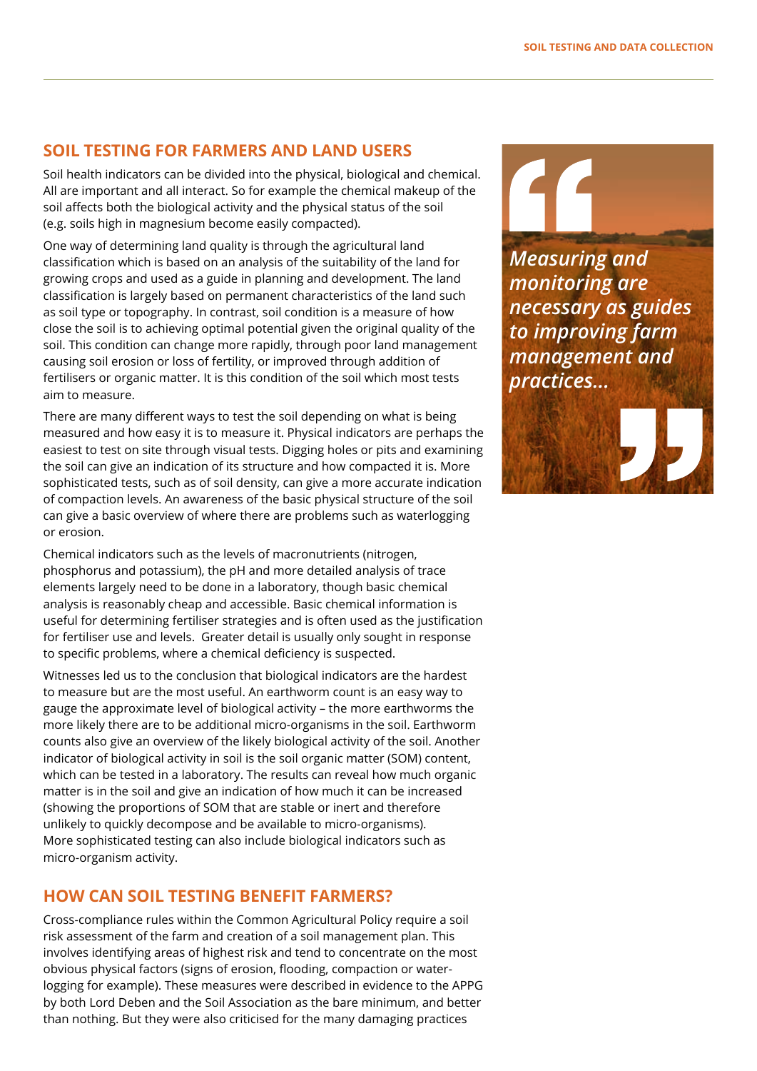## SOIL TESTING FOR FARMERS AND LAND USERS

Soil health indicators can be divided into the physical, biological and chemical. All are important and all interact. So for example the chemical makeup of the soil affects both the biological activity and the physical status of the soil (e.g. soils high in magnesium become easily compacted).

One way of determining land quality is through the agricultural land classification which is based on an analysis of the suitability of the land for growing crops and used as a guide in planning and development. The land classification is largely based on permanent characteristics of the land such as soil type or topography. In contrast, soil condition is a measure of how close the soil is to achieving optimal potential given the original quality of the soil. This condition can change more rapidly, through poor land management causing soil erosion or loss of fertility, or improved through addition of fertilisers or organic matter. It is this condition of the soil which most tests aim to measure.

There are many different ways to test the soil depending on what is being measured and how easy it is to measure it. Physical indicators are perhaps the easiest to test on site through visual tests. Digging holes or pits and examining the soil can give an indication of its structure and how compacted it is. More sophisticated tests, such as of soil density, can give a more accurate indication of compaction levels. An awareness of the basic physical structure of the soil can give a basic overview of where there are problems such as waterlogging or erosion.

Chemical indicators such as the levels of macronutrients (nitrogen, phosphorus and potassium), the pH and more detailed analysis of trace elements largely need to be done in a laboratory, though basic chemical analysis is reasonably cheap and accessible. Basic chemical information is useful for determining fertiliser strategies and is often used as the justification for fertiliser use and levels. Greater detail is usually only sought in response to specific problems, where a chemical deficiency is suspected.

Witnesses led us to the conclusion that biological indicators are the hardest to measure but are the most useful. An earthworm count is an easy way to gauge the approximate level of biological activity – the more earthworms the more likely there are to be additional micro-organisms in the soil. Earthworm counts also give an overview of the likely biological activity of the soil. Another indicator of biological activity in soil is the soil organic matter (SOM) content, which can be tested in a laboratory. The results can reveal how much organic matter is in the soil and give an indication of how much it can be increased (showing the proportions of SOM that are stable or inert and therefore unlikely to quickly decompose and be available to micro-organisms). More sophisticated testing can also include biological indicators such as micro-organism activity.

> *Measuring and monitoring are necessary as guides to improving farm management and practices...*

## HOW CAN SOIL TESTING BENEFIT FARMERS?

Cross-compliance rules within the Common Agricultural Policy require a soil risk assessment of the farm and creation of a soil management plan. This involves identifying areas of highest risk and tend to concentrate on the most obvious physical factors (signs of erosion, flooding, compaction or water-logging for example). These measures were described in evidence to the APPG by both Lord Deben and the Soil Association as the bare minimum, and better than nothing. But they were also criticised for the many damaging practices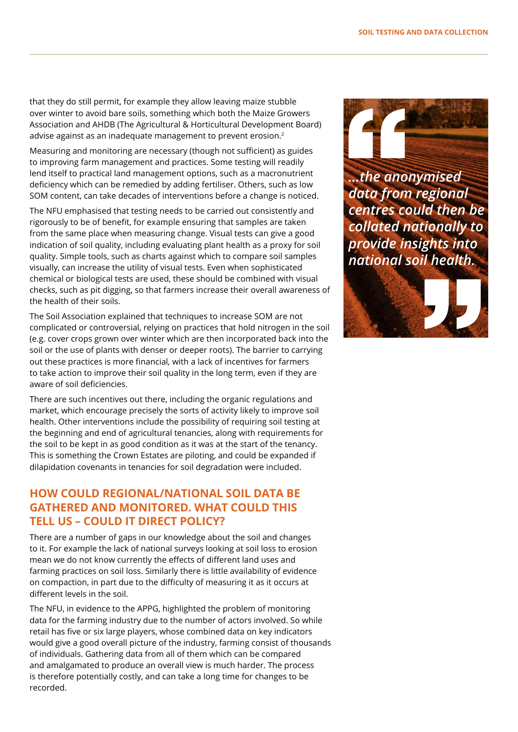that they do still permit, for example they allow leaving maize stubble over winter to avoid bare soils, something which both the Maize Growers Association and AHDB (The Agricultural & Horticultural Development Board) advise against as an inadequate management to prevent erosion.[2]

Measuring and monitoring are necessary (though not sufficient) as guides to improving farm management and practices. Some testing will readily lend itself to practical land management options, such as a macronutrient deficiency which can be remedied by adding fertiliser. Others, such as low SOM content, can take decades of interventions before a change is noticed.

The NFU emphasised that testing needs to be carried out consistently and rigorously to be of benefit, for example ensuring that samples are taken from the same place when measuring change. Visual tests can give a good indication of soil quality, including evaluating plant health as a proxy for soil quality. Simple tools, such as charts against which to compare soil samples visually, can increase the utility of visual tests. Even when sophisticated chemical or biological tests are used, these should be combined with visual checks, such as pit digging, so that farmers increase their overall awareness of the health of their soils.

The Soil Association explained that techniques to increase SOM are not complicated or controversial, relying on practices that hold nitrogen in the soil (e.g. cover crops grown over winter which are then incorporated back into the soil or the use of plants with denser or deeper roots). The barrier to carrying out these practices is more financial, with a lack of incentives for farmers to take action to improve their soil quality in the long term, even if they are aware of soil deficiencies.

There are such incentives out there, including the organic regulations and market, which encourage precisely the sorts of activity likely to improve soil health. Other interventions include the possibility of requiring soil testing at the beginning and end of agricultural tenancies, along with requirements for the soil to be kept in as good condition as it was at the start of the tenancy. This is something the Crown Estates are piloting, and could be expanded if dilapidation covenants in tenancies for soil degradation were included.

## HOW COULD REGIONAL/NATIONAL SOIL DATA BE GATHERED AND MONITORED. WHAT COULD THIS TELL US – COULD IT DIRECT POLICY?

There are a number of gaps in our knowledge about the soil and changes to it. For example the lack of national surveys looking at soil loss to erosion mean we do not know currently the effects of different land uses and farming practices on soil loss. Similarly there is little availability of evidence on compaction, in part due to the difficulty of measuring it as it occurs at different levels in the soil.

The NFU, in evidence to the APPG, highlighted the problem of monitoring data for the farming industry due to the number of actors involved. So while retail has five or six large players, whose combined data on key indicators would give a good overall picture of the industry, farming consist of thousands of individuals. Gathering data from all of them which can be compared and amalgamated to produce an overall view is much harder. The process is therefore potentially costly, and can take a long time for changes to be recorded.

> *"...the anonymised data from regional centres could then be collated nationally to provide insights into national soil health."*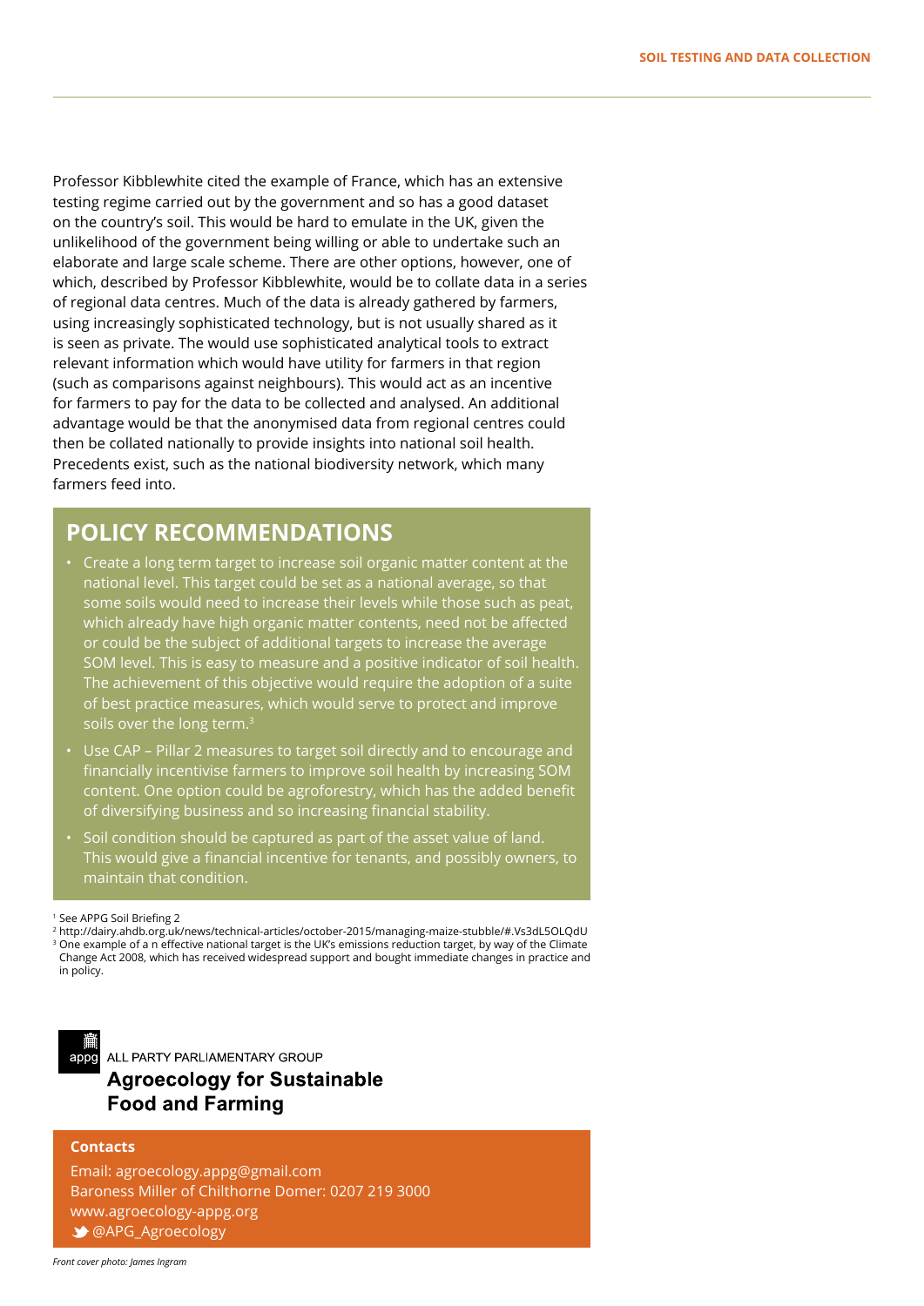Professor Kibblewhite cited the example of France, which has an extensive testing regime carried out by the government and so has a good dataset on the country's soil. This would be hard to emulate in the UK, given the unlikelihood of the government being willing or able to undertake such an elaborate and large scale scheme. There are other options, however, one of which, described by Professor Kibblewhite, would be to collate data in a series of regional data centres. Much of the data is already gathered by farmers, using increasingly sophisticated technology, but is not usually shared as it is seen as private. The would use sophisticated analytical tools to extract relevant information which would have utility for farmers in that region (such as comparisons against neighbours). This would act as an incentive for farmers to pay for the data to be collected and analysed. An additional advantage would be that the anonymised data from regional centres could then be collated nationally to provide insights into national soil health. Precedents exist, such as the national biodiversity network, which many farmers feed into.

## POLICY RECOMMENDATIONS

- Create a long term target to increase soil organic matter content at the national level. This target could be set as a national average, so that some soils would need to increase their levels while those such as peat, which already have high organic matter contents, need not be affected or could be the subject of additional targets to increase the average SOM level. This is easy to measure and a positive indicator of soil health. The achievement of this objective would require the adoption of a suite of best practice measures, which would serve to protect and improve soils over the long term.[3]
- Use CAP – Pillar 2 measures to target soil directly and to encourage and financially incentivise farmers to improve soil health by increasing SOM content. One option could be agroforestry, which has the added benefit of diversifying business and so increasing financial stability.
- Soil condition should be captured as part of the asset value of land. This would give a financial incentive for tenants, and possibly owners, to maintain that condition.

[1] See APPG Soil Briefing 2

[2] http://dairy.ahdb.org.uk/news/technical-articles/october-2015/managing-maize-stubble/#.Vs3dL5OLQdU

[3] One example of a n effective national target is the UK's emissions reduction target, by way of the Climate Change Act 2008, which has received widespread support and bought immediate changes in practice and in policy.

appg ALL PARTY PARLIAMENTARY GROUP

**Agroecology for Sustainable Food and Farming**

**Contacts**

Email: agroecology.appg@gmail.com
Baroness Miller of Chilthorne Domer: 0207 219 3000
www.agroecology-appg.org
@APG_Agroecology

*Front cover photo: James Ingram*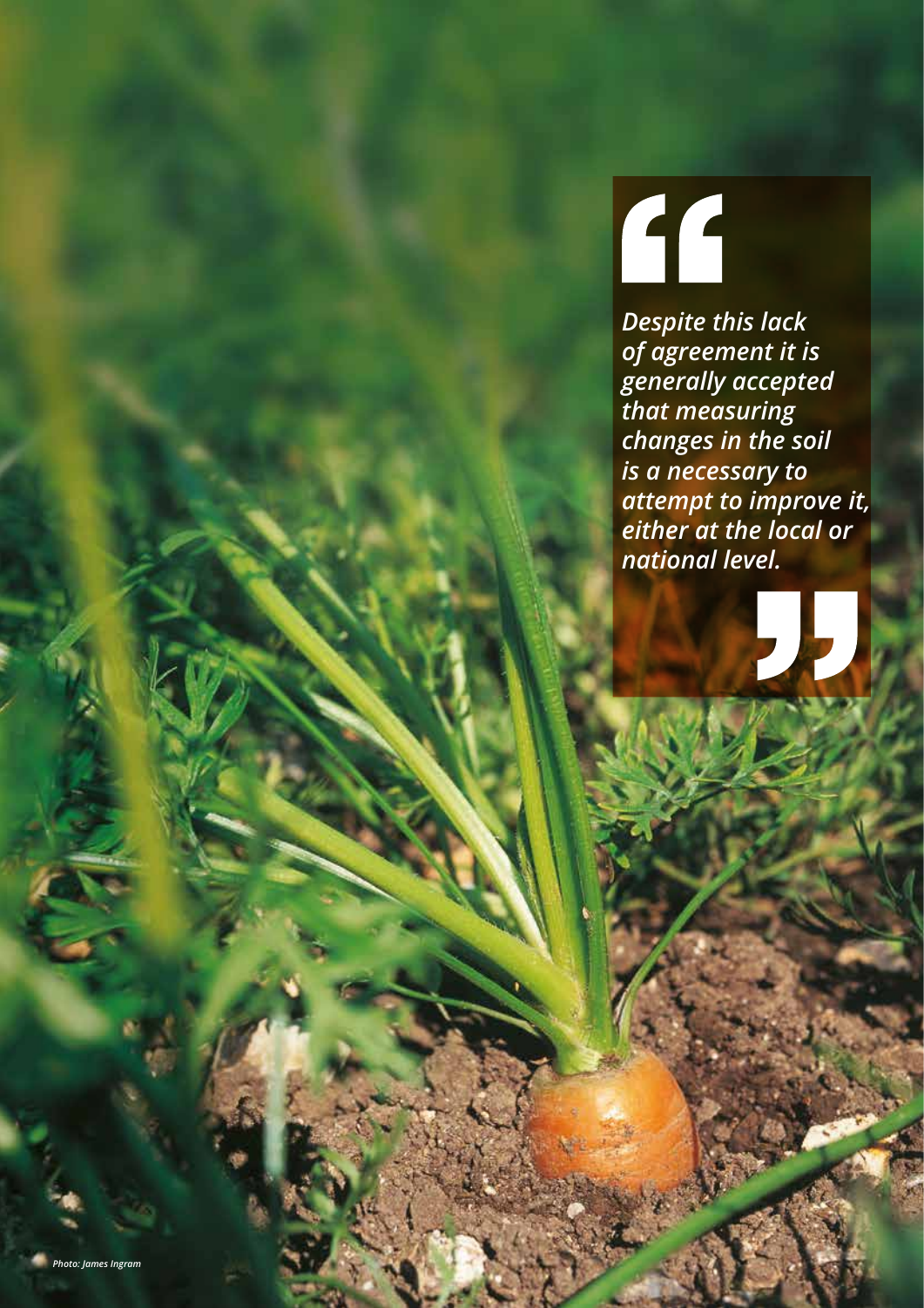> *Despite this lack of agreement it is generally accepted that measuring changes in the soil is a necessary to attempt to improve it, either at the local or national level.*

*Photo: James Ingram*